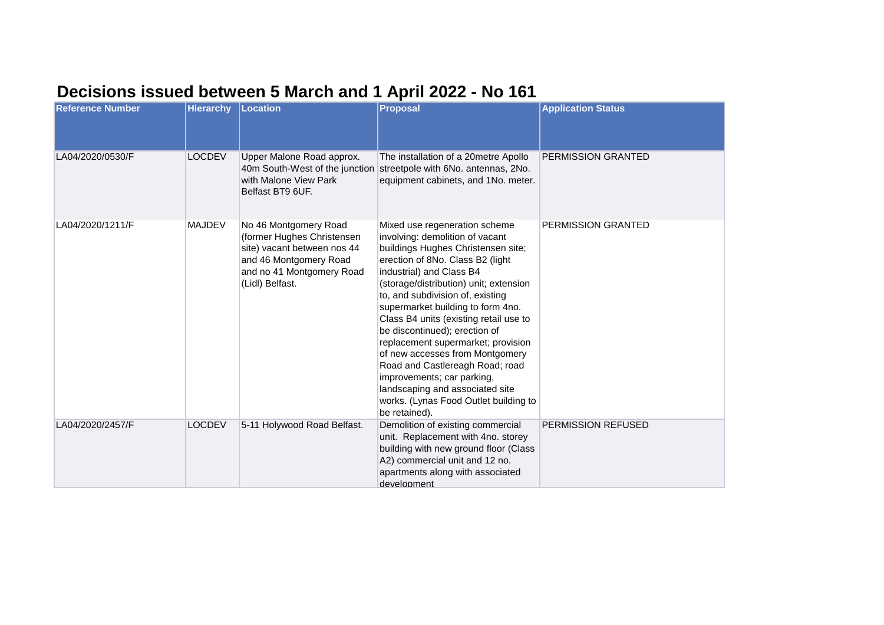# Decisions issued between 5 March and 1 April 2022 - No 161

| Reference Number | Hierarchy | Location | Proposal | Application Status |
|---|---|---|---|---|
| LA04/2020/0530/F | LOCDEV | Upper Malone Road approx. 40m South-West of the junction with Malone View Park Belfast BT9 6UF. | The installation of a 20metre Apollo streetpole with 6No. antennas, 2No. equipment cabinets, and 1No. meter. | PERMISSION GRANTED |
| LA04/2020/1211/F | MAJDEV | No 46 Montgomery Road (former Hughes Christensen site) vacant between nos 44 and 46 Montgomery Road and no 41 Montgomery Road (Lidl) Belfast. | Mixed use regeneration scheme involving: demolition of vacant buildings Hughes Christensen site; erection of 8No. Class B2 (light industrial) and Class B4 (storage/distribution) unit; extension to, and subdivision of, existing supermarket building to form 4no. Class B4 units (existing retail use to be discontinued); erection of replacement supermarket; provision of new accesses from Montgomery Road and Castlereagh Road; road improvements; car parking, landscaping and associated site works. (Lynas Food Outlet building to be retained). | PERMISSION GRANTED |
| LA04/2020/2457/F | LOCDEV | 5-11 Holywood Road Belfast. | Demolition of existing commercial unit. Replacement with 4no. storey building with new ground floor (Class A2) commercial unit and 12 no. apartments along with associated development | PERMISSION REFUSED |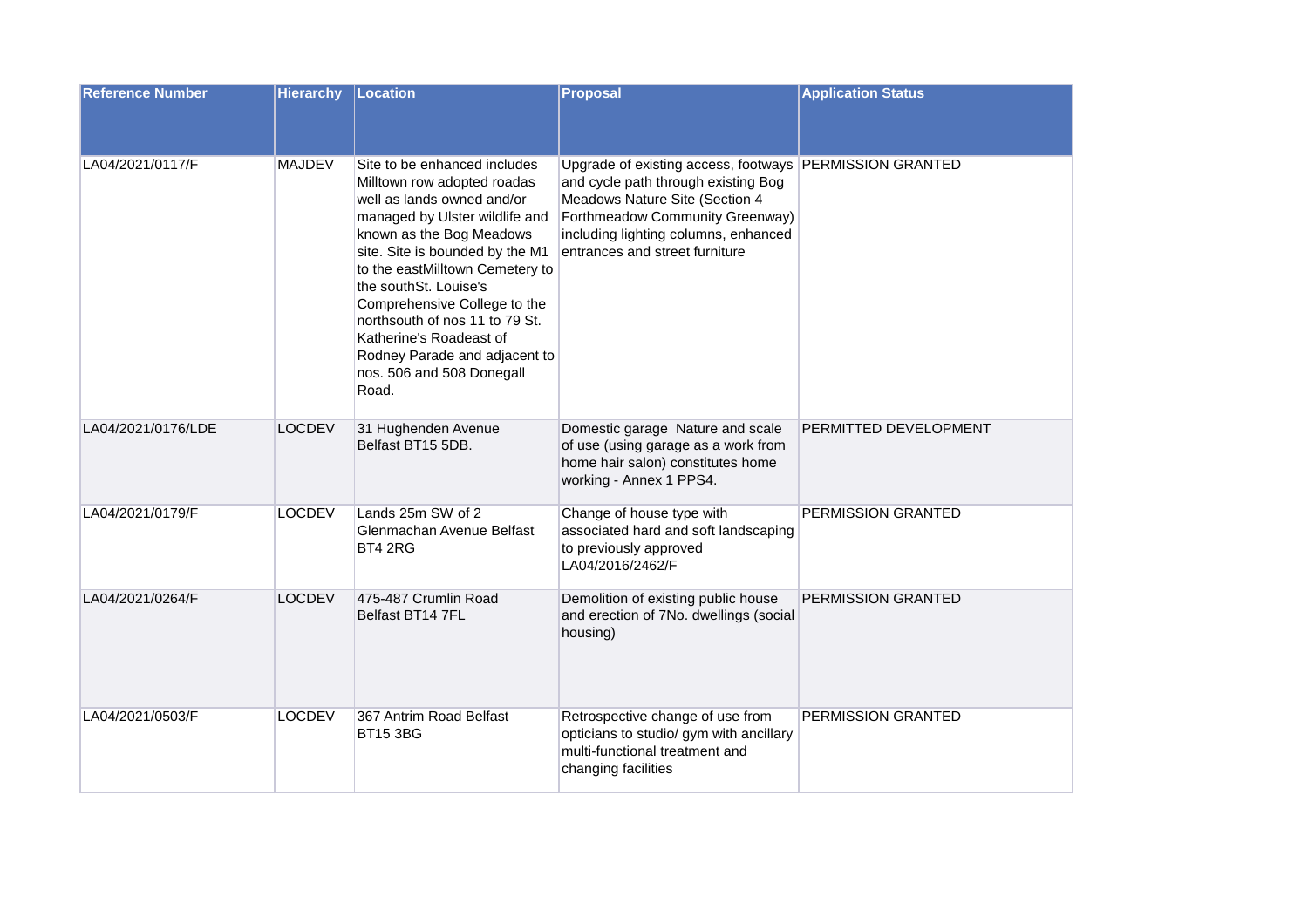| Reference Number | Hierarchy | Location | Proposal | Application Status |
|---|---|---|---|---|
| LA04/2021/0117/F | MAJDEV | Site to be enhanced includes Milltown row adopted roadas well as lands owned and/or managed by Ulster wildlife and known as the Bog Meadows site. Site is bounded by the M1 to the eastMilltown Cemetery to the southSt. Louise's Comprehensive College to the northsouth of nos 11 to 79 St. Katherine's Roadeast of Rodney Parade and adjacent to nos. 506 and 508 Donegall Road. | Upgrade of existing access, footways and cycle path through existing Bog Meadows Nature Site (Section 4 Forthmeadow Community Greenway) including lighting columns, enhanced entrances and street furniture | PERMISSION GRANTED |
| LA04/2021/0176/LDE | LOCDEV | 31 Hughenden Avenue Belfast BT15 5DB. | Domestic garage Nature and scale of use (using garage as a work from home hair salon) constitutes home working - Annex 1 PPS4. | PERMITTED DEVELOPMENT |
| LA04/2021/0179/F | LOCDEV | Lands 25m SW of 2 Glenmachan Avenue Belfast BT4 2RG | Change of house type with associated hard and soft landscaping to previously approved LA04/2016/2462/F | PERMISSION GRANTED |
| LA04/2021/0264/F | LOCDEV | 475-487 Crumlin Road Belfast BT14 7FL | Demolition of existing public house and erection of 7No. dwellings (social housing) | PERMISSION GRANTED |
| LA04/2021/0503/F | LOCDEV | 367 Antrim Road Belfast BT15 3BG | Retrospective change of use from opticians to studio/ gym with ancillary multi-functional treatment and changing facilities | PERMISSION GRANTED |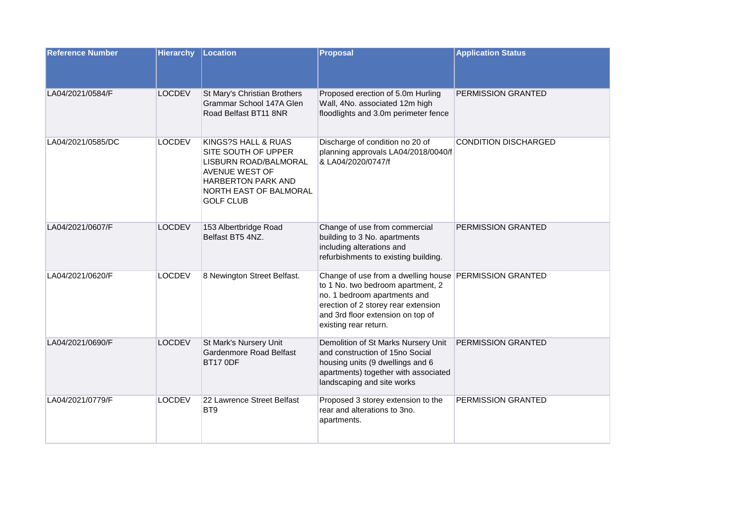| Reference Number | Hierarchy | Location | Proposal | Application Status |
|---|---|---|---|---|
| LA04/2021/0584/F | LOCDEV | St Mary's Christian Brothers Grammar School 147A Glen Road Belfast BT11 8NR | Proposed erection of 5.0m Hurling Wall, 4No. associated 12m high floodlights and 3.0m perimeter fence | PERMISSION GRANTED |
| LA04/2021/0585/DC | LOCDEV | KINGS?S HALL & RUAS SITE SOUTH OF UPPER LISBURN ROAD/BALMORAL AVENUE WEST OF HARBERTON PARK AND NORTH EAST OF BALMORAL GOLF CLUB | Discharge of condition no 20 of planning approvals LA04/2018/0040/f & LA04/2020/0747/f | CONDITION DISCHARGED |
| LA04/2021/0607/F | LOCDEV | 153 Albertbridge Road Belfast BT5 4NZ. | Change of use from commercial building to 3 No. apartments including alterations and refurbishments to existing building. | PERMISSION GRANTED |
| LA04/2021/0620/F | LOCDEV | 8 Newington Street Belfast. | Change of use from a dwelling house to 1 No. two bedroom apartment, 2 no. 1 bedroom apartments and erection of 2 storey rear extension and 3rd floor extension on top of existing rear return. | PERMISSION GRANTED |
| LA04/2021/0690/F | LOCDEV | St Mark's Nursery Unit Gardenmore Road Belfast BT17 0DF | Demolition of St Marks Nursery Unit and construction of 15no Social housing units (9 dwellings and 6 apartments) together with associated landscaping and site works | PERMISSION GRANTED |
| LA04/2021/0779/F | LOCDEV | 22 Lawrence Street Belfast BT9 | Proposed 3 storey extension to the rear and alterations to 3no. apartments. | PERMISSION GRANTED |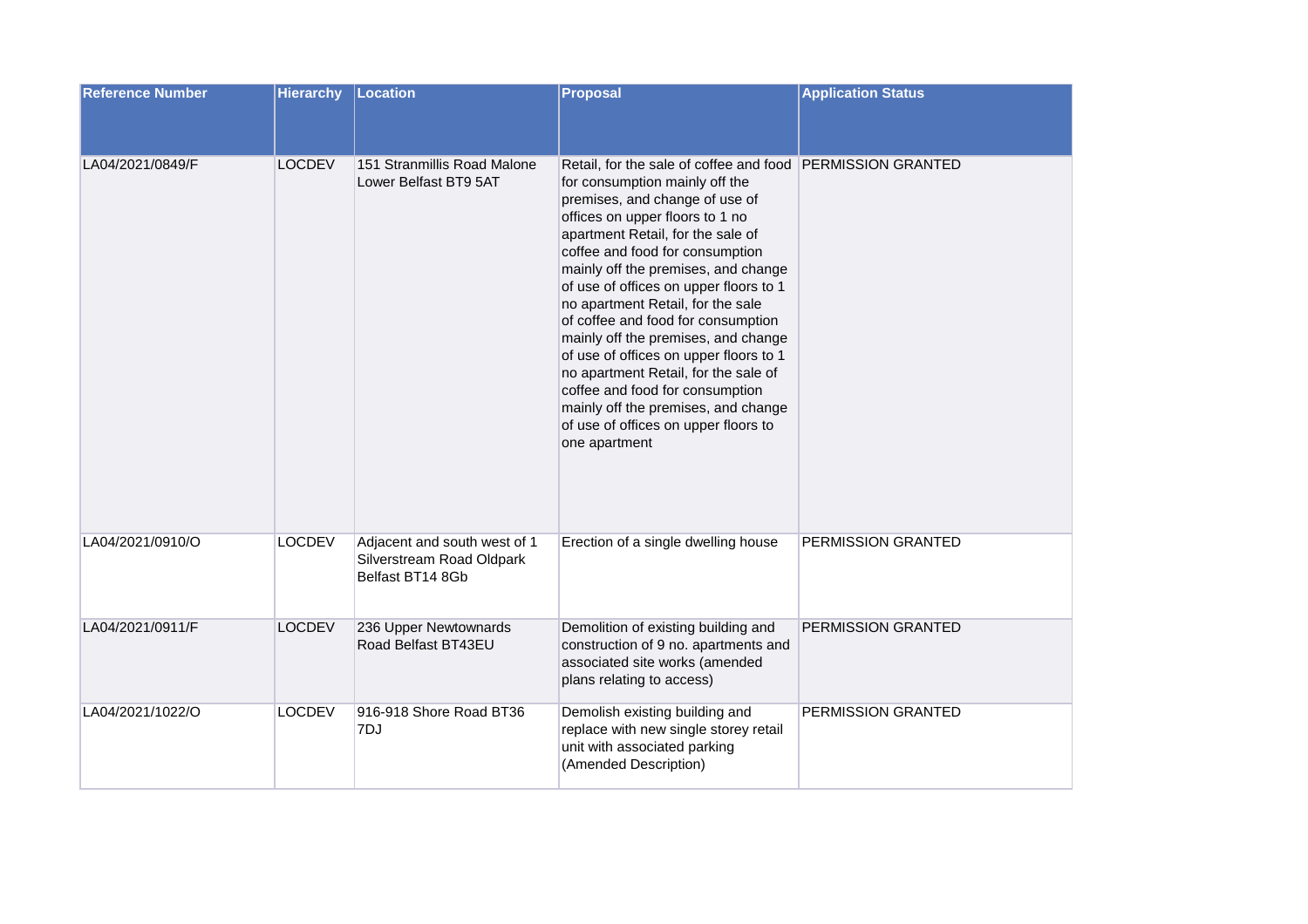| Reference Number | Hierarchy | Location | Proposal | Application Status |
|---|---|---|---|---|
| LA04/2021/0849/F | LOCDEV | 151 Stranmillis Road Malone Lower Belfast BT9 5AT | Retail, for the sale of coffee and food for consumption mainly off the premises, and change of use of offices on upper floors to 1 no apartment Retail, for the sale of coffee and food for consumption mainly off the premises, and change of use of offices on upper floors to 1 no apartment Retail, for the sale of coffee and food for consumption mainly off the premises, and change of use of offices on upper floors to 1 no apartment Retail, for the sale of coffee and food for consumption mainly off the premises, and change of use of offices on upper floors to one apartment | PERMISSION GRANTED |
| LA04/2021/0910/O | LOCDEV | Adjacent and south west of 1 Silverstream Road Oldpark Belfast BT14 8Gb | Erection of a single dwelling house | PERMISSION GRANTED |
| LA04/2021/0911/F | LOCDEV | 236 Upper Newtownards Road Belfast BT43EU | Demolition of existing building and construction of 9 no. apartments and associated site works (amended plans relating to access) | PERMISSION GRANTED |
| LA04/2021/1022/O | LOCDEV | 916-918 Shore Road BT36 7DJ | Demolish existing building and replace with new single storey retail unit with associated parking (Amended Description) | PERMISSION GRANTED |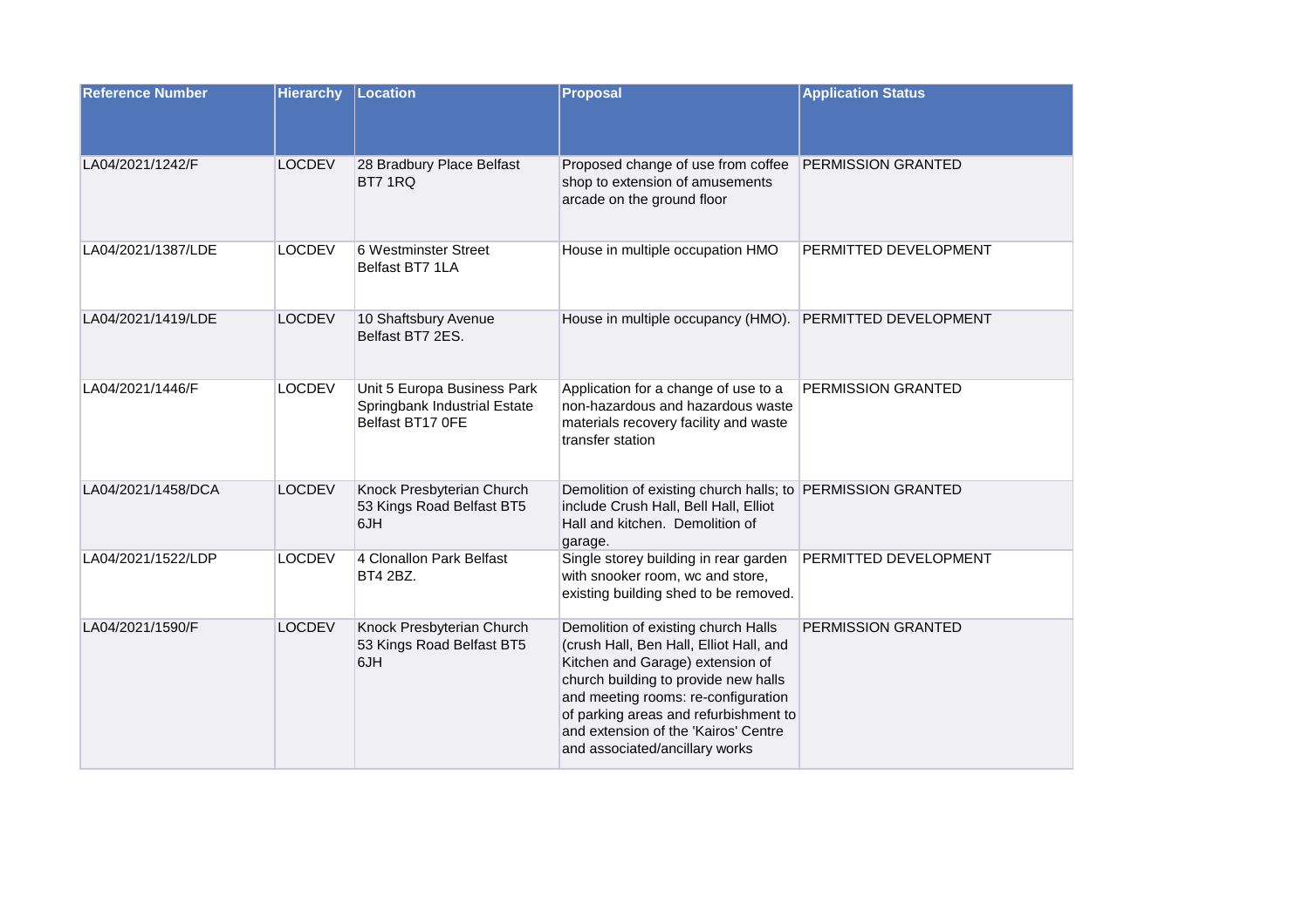| Reference Number | Hierarchy | Location | Proposal | Application Status |
| --- | --- | --- | --- | --- |
| LA04/2021/1242/F | LOCDEV | 28 Bradbury Place Belfast BT7 1RQ | Proposed change of use from coffee shop to extension of amusements arcade on the ground floor | PERMISSION GRANTED |
| LA04/2021/1387/LDE | LOCDEV | 6 Westminster Street Belfast BT7 1LA | House in multiple occupation HMO | PERMITTED DEVELOPMENT |
| LA04/2021/1419/LDE | LOCDEV | 10 Shaftsbury Avenue Belfast BT7 2ES. | House in multiple occupancy (HMO). | PERMITTED DEVELOPMENT |
| LA04/2021/1446/F | LOCDEV | Unit 5 Europa Business Park Springbank Industrial Estate Belfast BT17 0FE | Application for a change of use to a non-hazardous and hazardous waste materials recovery facility and waste transfer station | PERMISSION GRANTED |
| LA04/2021/1458/DCA | LOCDEV | Knock Presbyterian Church 53 Kings Road Belfast BT5 6JH | Demolition of existing church halls; to include Crush Hall, Bell Hall, Elliot Hall and kitchen. Demolition of garage. | PERMISSION GRANTED |
| LA04/2021/1522/LDP | LOCDEV | 4 Clonallon Park Belfast BT4 2BZ. | Single storey building in rear garden with snooker room, wc and store, existing building shed to be removed. | PERMITTED DEVELOPMENT |
| LA04/2021/1590/F | LOCDEV | Knock Presbyterian Church 53 Kings Road Belfast BT5 6JH | Demolition of existing church Halls (crush Hall, Ben Hall, Elliot Hall, and Kitchen and Garage) extension of church building to provide new halls and meeting rooms: re-configuration of parking areas and refurbishment to and extension of the 'Kairos' Centre and associated/ancillary works | PERMISSION GRANTED |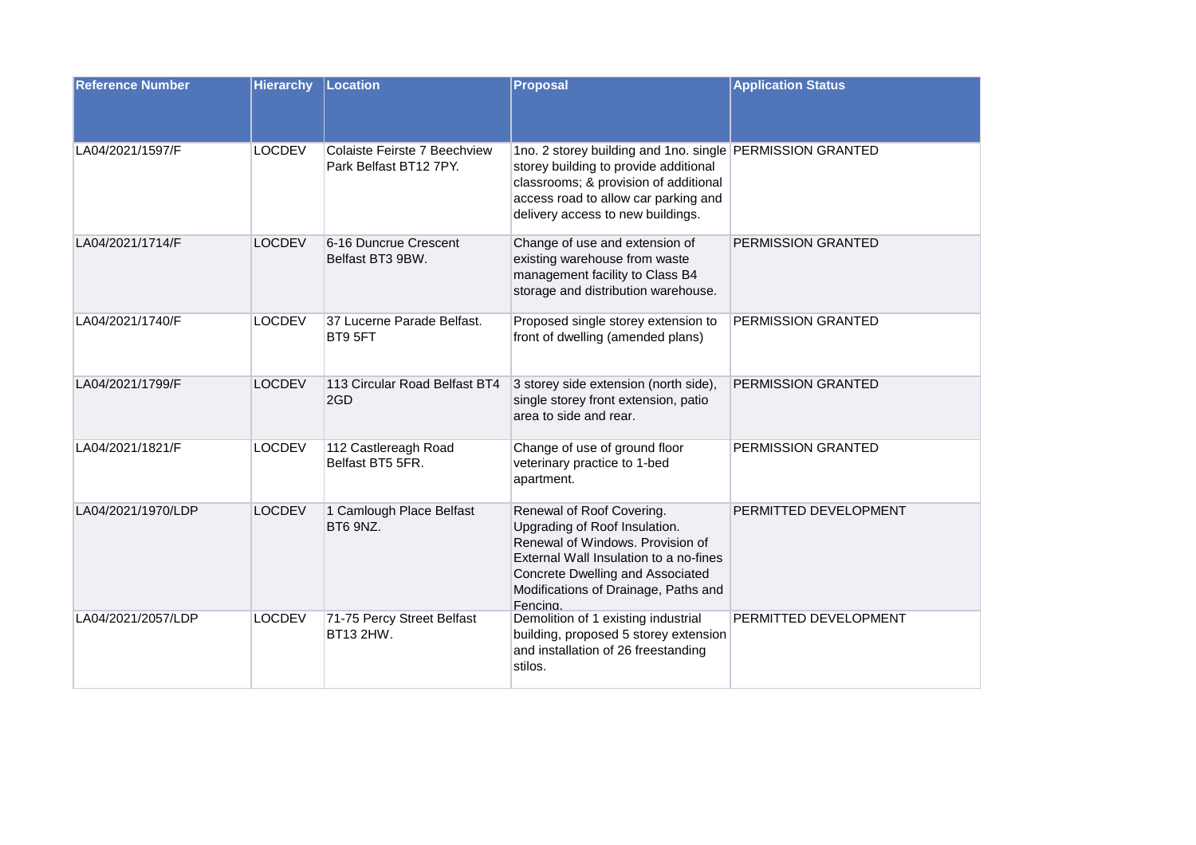| Reference Number | Hierarchy | Location | Proposal | Application Status |
|---|---|---|---|---|
| LA04/2021/1597/F | LOCDEV | Colaiste Feirste 7 Beechview Park Belfast BT12 7PY. | 1no. 2 storey building and 1no. single storey building to provide additional classrooms; & provision of additional access road to allow car parking and delivery access to new buildings. | PERMISSION GRANTED |
| LA04/2021/1714/F | LOCDEV | 6-16 Duncrue Crescent Belfast BT3 9BW. | Change of use and extension of existing warehouse from waste management facility to Class B4 storage and distribution warehouse. | PERMISSION GRANTED |
| LA04/2021/1740/F | LOCDEV | 37 Lucerne Parade Belfast. BT9 5FT | Proposed single storey extension to front of dwelling (amended plans) | PERMISSION GRANTED |
| LA04/2021/1799/F | LOCDEV | 113 Circular Road Belfast BT4 2GD | 3 storey side extension (north side), single storey front extension, patio area to side and rear. | PERMISSION GRANTED |
| LA04/2021/1821/F | LOCDEV | 112 Castlereagh Road Belfast BT5 5FR. | Change of use of ground floor veterinary practice to 1-bed apartment. | PERMISSION GRANTED |
| LA04/2021/1970/LDP | LOCDEV | 1 Camlough Place Belfast BT6 9NZ. | Renewal of Roof Covering. Upgrading of Roof Insulation. Renewal of Windows. Provision of External Wall Insulation to a no-fines Concrete Dwelling and Associated Modifications of Drainage, Paths and Fencing. | PERMITTED DEVELOPMENT |
| LA04/2021/2057/LDP | LOCDEV | 71-75 Percy Street Belfast BT13 2HW. | Demolition of 1 existing industrial building, proposed 5 storey extension and installation of 26 freestanding stilos. | PERMITTED DEVELOPMENT |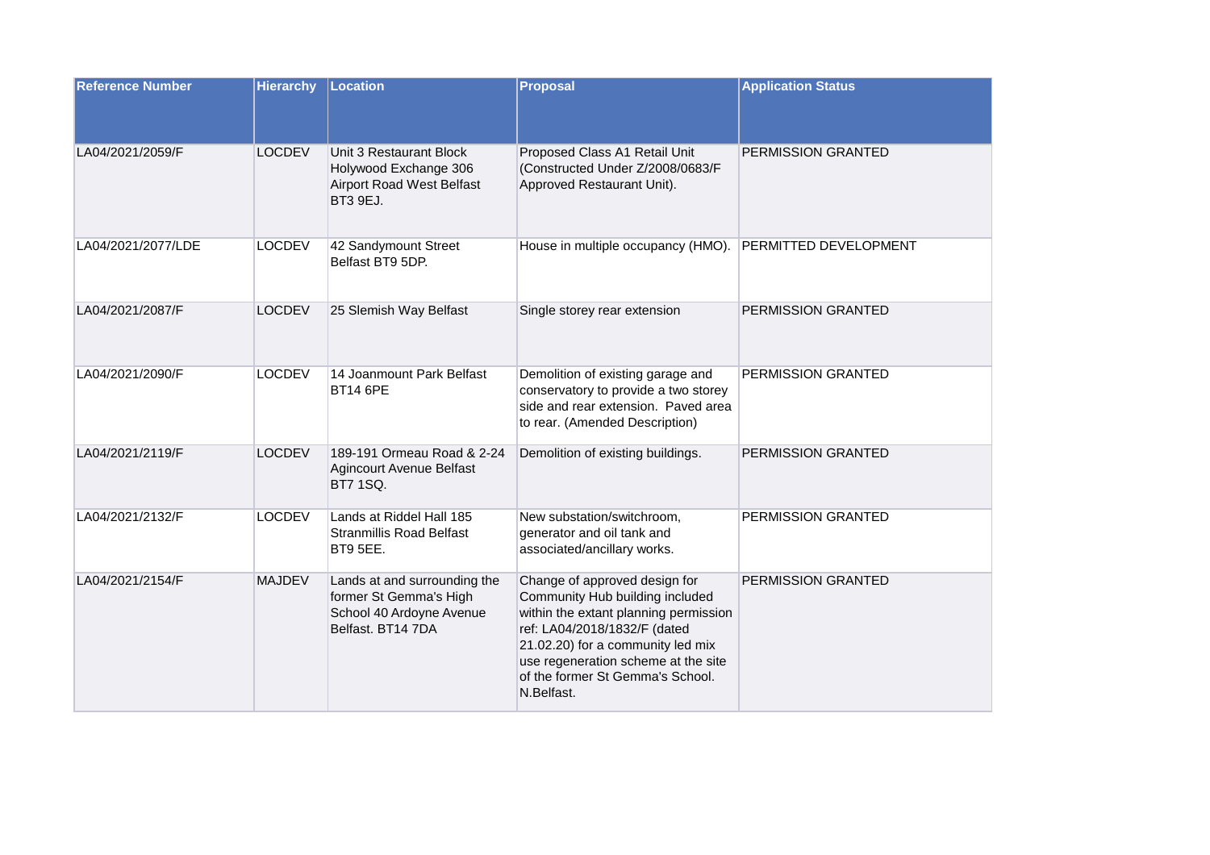| Reference Number | Hierarchy | Location | Proposal | Application Status |
|---|---|---|---|---|
| LA04/2021/2059/F | LOCDEV | Unit 3 Restaurant Block Holywood Exchange 306 Airport Road West Belfast BT3 9EJ. | Proposed Class A1 Retail Unit (Constructed Under Z/2008/0683/F Approved Restaurant Unit). | PERMISSION GRANTED |
| LA04/2021/2077/LDE | LOCDEV | 42 Sandymount Street Belfast BT9 5DP. | House in multiple occupancy (HMO). | PERMITTED DEVELOPMENT |
| LA04/2021/2087/F | LOCDEV | 25 Slemish Way Belfast | Single storey rear extension | PERMISSION GRANTED |
| LA04/2021/2090/F | LOCDEV | 14 Joanmount Park Belfast BT14 6PE | Demolition of existing garage and conservatory to provide a two storey side and rear extension. Paved area to rear. (Amended Description) | PERMISSION GRANTED |
| LA04/2021/2119/F | LOCDEV | 189-191 Ormeau Road & 2-24 Agincourt Avenue Belfast BT7 1SQ. | Demolition of existing buildings. | PERMISSION GRANTED |
| LA04/2021/2132/F | LOCDEV | Lands at Riddel Hall 185 Stranmillis Road Belfast BT9 5EE. | New substation/switchroom, generator and oil tank and associated/ancillary works. | PERMISSION GRANTED |
| LA04/2021/2154/F | MAJDEV | Lands at and surrounding the former St Gemma's High School 40 Ardoyne Avenue Belfast. BT14 7DA | Change of approved design for Community Hub building included within the extant planning permission ref: LA04/2018/1832/F (dated 21.02.20) for a community led mix use regeneration scheme at the site of the former St Gemma's School. N.Belfast. | PERMISSION GRANTED |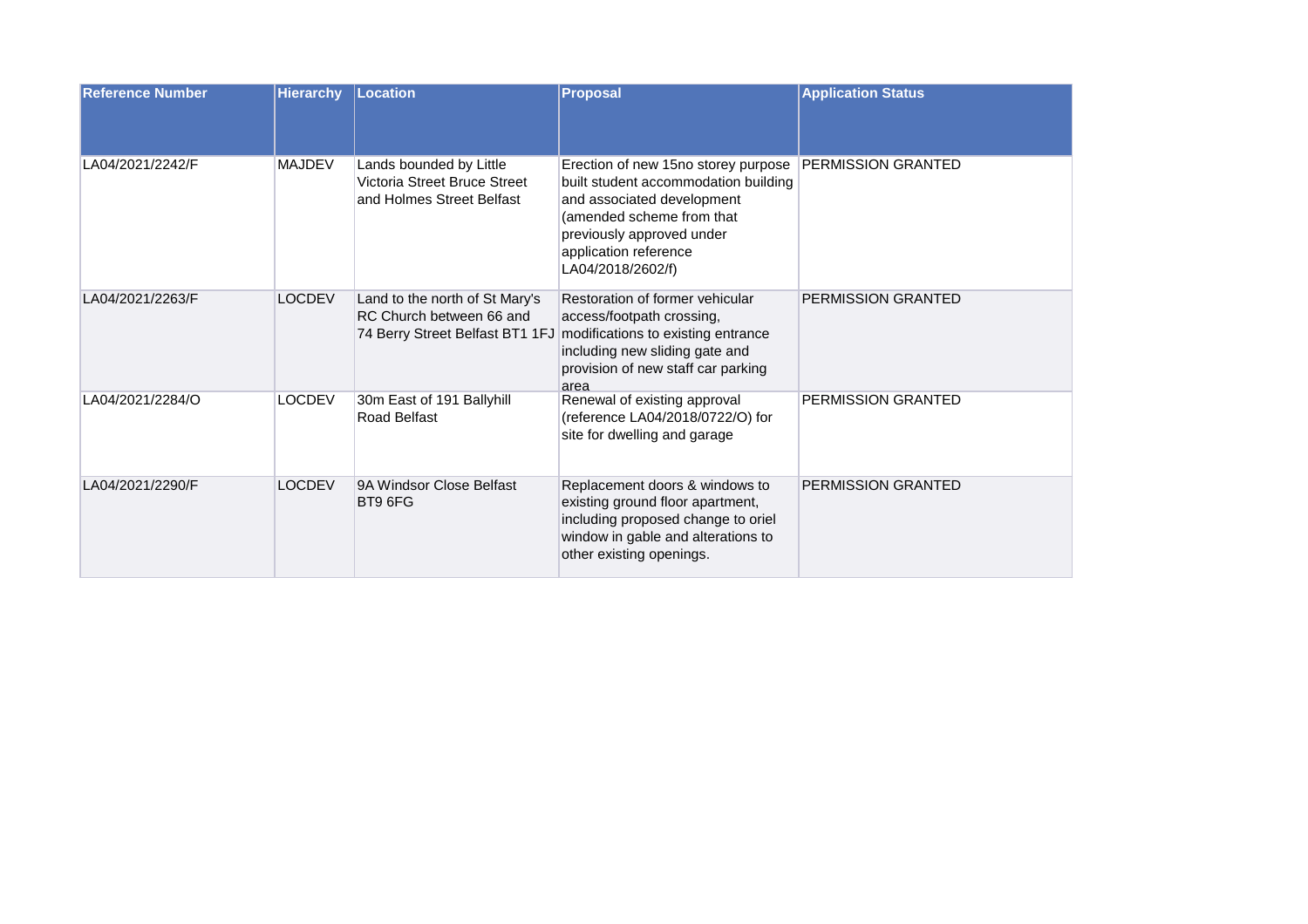| Reference Number | Hierarchy | Location | Proposal | Application Status |
|---|---|---|---|---|
| LA04/2021/2242/F | MAJDEV | Lands bounded by Little Victoria Street Bruce Street and Holmes Street Belfast | Erection of new 15no storey purpose built student accommodation building and associated development (amended scheme from that previously approved under application reference LA04/2018/2602/f) | PERMISSION GRANTED |
| LA04/2021/2263/F | LOCDEV | Land to the north of St Mary's RC Church between 66 and 74 Berry Street Belfast BT1 1FJ | Restoration of former vehicular access/footpath crossing, modifications to existing entrance including new sliding gate and provision of new staff car parking area | PERMISSION GRANTED |
| LA04/2021/2284/O | LOCDEV | 30m East of 191 Ballyhill Road Belfast | Renewal of existing approval (reference LA04/2018/0722/O) for site for dwelling and garage | PERMISSION GRANTED |
| LA04/2021/2290/F | LOCDEV | 9A Windsor Close Belfast BT9 6FG | Replacement doors & windows to existing ground floor apartment, including proposed change to oriel window in gable and alterations to other existing openings. | PERMISSION GRANTED |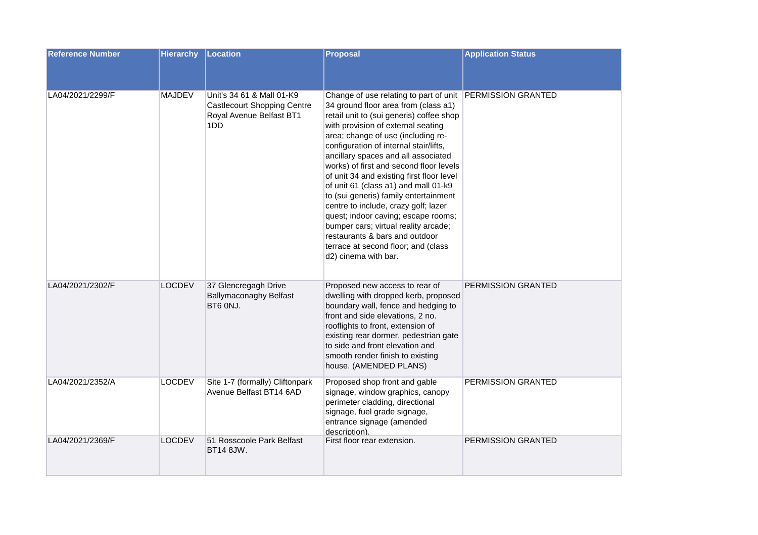| Reference Number | Hierarchy | Location | Proposal | Application Status |
| --- | --- | --- | --- | --- |
| LA04/2021/2299/F | MAJDEV | Unit's 34 61 & Mall 01-K9 Castlecourt Shopping Centre Royal Avenue Belfast BT1 1DD | Change of use relating to part of unit 34 ground floor area from (class a1) retail unit to (sui generis) coffee shop with provision of external seating area; change of use (including re-configuration of internal stair/lifts, ancillary spaces and all associated works) of first and second floor levels of unit 34 and existing first floor level of unit 61 (class a1) and mall 01-k9 to (sui generis) family entertainment centre to include, crazy golf; lazer quest; indoor caving; escape rooms; bumper cars; virtual reality arcade; restaurants & bars and outdoor terrace at second floor; and (class d2) cinema with bar. | PERMISSION GRANTED |
| LA04/2021/2302/F | LOCDEV | 37 Glencregagh Drive Ballymaconaghy Belfast BT6 0NJ. | Proposed new access to rear of dwelling with dropped kerb, proposed boundary wall, fence and hedging to front and side elevations, 2 no. rooflights to front, extension of existing rear dormer, pedestrian gate to side and front elevation and smooth render finish to existing house. (AMENDED PLANS) | PERMISSION GRANTED |
| LA04/2021/2352/A | LOCDEV | Site 1-7 (formally) Cliftonpark Avenue Belfast BT14 6AD | Proposed shop front and gable signage, window graphics, canopy perimeter cladding, directional signage, fuel grade signage, entrance signage (amended description). | PERMISSION GRANTED |
| LA04/2021/2369/F | LOCDEV | 51 Rosscoole Park Belfast BT14 8JW. | First floor rear extension. | PERMISSION GRANTED |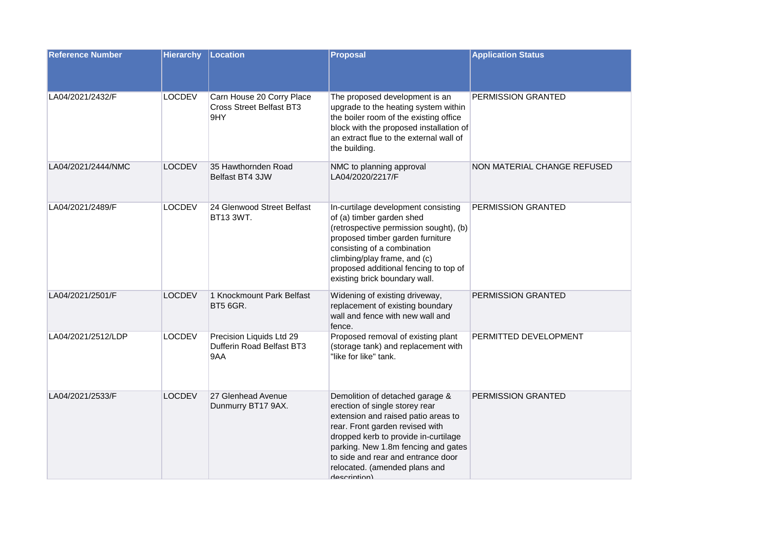| Reference Number | Hierarchy | Location | Proposal | Application Status |
|---|---|---|---|---|
| LA04/2021/2432/F | LOCDEV | Carn House 20 Corry Place Cross Street Belfast BT3 9HY | The proposed development is an upgrade to the heating system within the boiler room of the existing office block with the proposed installation of an extract flue to the external wall of the building. | PERMISSION GRANTED |
| LA04/2021/2444/NMC | LOCDEV | 35 Hawthornden Road Belfast BT4 3JW | NMC to planning approval LA04/2020/2217/F | NON MATERIAL CHANGE REFUSED |
| LA04/2021/2489/F | LOCDEV | 24 Glenwood Street Belfast BT13 3WT. | In-curtilage development consisting of (a) timber garden shed (retrospective permission sought), (b) proposed timber garden furniture consisting of a combination climbing/play frame, and (c) proposed additional fencing to top of existing brick boundary wall. | PERMISSION GRANTED |
| LA04/2021/2501/F | LOCDEV | 1 Knockmount Park Belfast BT5 6GR. | Widening of existing driveway, replacement of existing boundary wall and fence with new wall and fence. | PERMISSION GRANTED |
| LA04/2021/2512/LDP | LOCDEV | Precision Liquids Ltd 29 Dufferin Road Belfast BT3 9AA | Proposed removal of existing plant (storage tank) and replacement with "like for like" tank. | PERMITTED DEVELOPMENT |
| LA04/2021/2533/F | LOCDEV | 27 Glenhead Avenue Dunmurry BT17 9AX. | Demolition of detached garage & erection of single storey rear extension and raised patio areas to rear. Front garden revised with dropped kerb to provide in-curtilage parking. New 1.8m fencing and gates to side and rear and entrance door relocated. (amended plans and description) | PERMISSION GRANTED |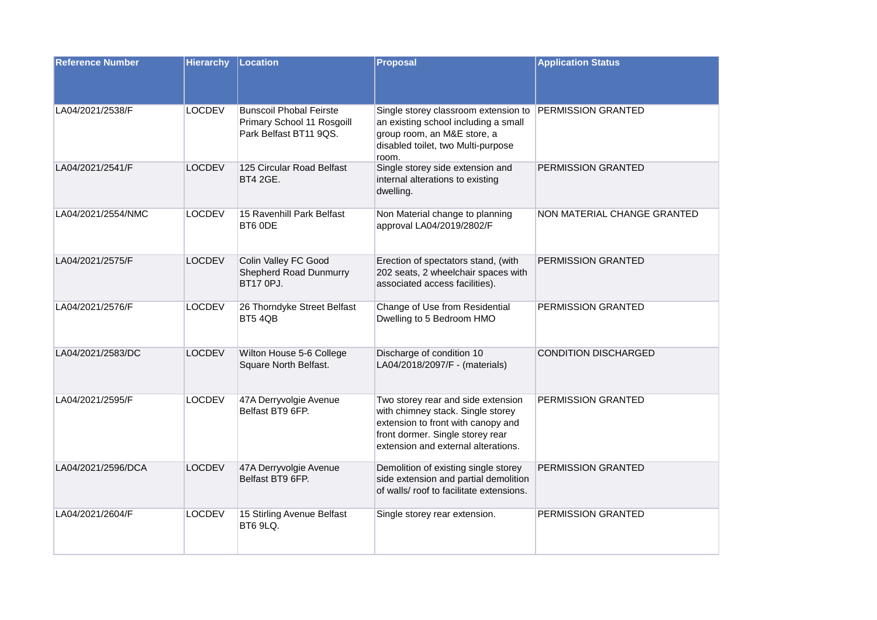| Reference Number | Hierarchy | Location | Proposal | Application Status |
|---|---|---|---|---|
| LA04/2021/2538/F | LOCDEV | Bunscoil Phobal Feirste Primary School 11 Rosgoill Park Belfast BT11 9QS. | Single storey classroom extension to an existing school including a small group room, an M&E store, a disabled toilet, two Multi-purpose room. | PERMISSION GRANTED |
| LA04/2021/2541/F | LOCDEV | 125 Circular Road Belfast BT4 2GE. | Single storey side extension and internal alterations to existing dwelling. | PERMISSION GRANTED |
| LA04/2021/2554/NMC | LOCDEV | 15 Ravenhill Park Belfast BT6 0DE | Non Material change to planning approval LA04/2019/2802/F | NON MATERIAL CHANGE GRANTED |
| LA04/2021/2575/F | LOCDEV | Colin Valley FC Good Shepherd Road Dunmurry BT17 0PJ. | Erection of spectators stand, (with 202 seats, 2 wheelchair spaces with associated access facilities). | PERMISSION GRANTED |
| LA04/2021/2576/F | LOCDEV | 26 Thorndyke Street Belfast BT5 4QB | Change of Use from Residential Dwelling to 5 Bedroom HMO | PERMISSION GRANTED |
| LA04/2021/2583/DC | LOCDEV | Wilton House 5-6 College Square North Belfast. | Discharge of condition 10 LA04/2018/2097/F - (materials) | CONDITION DISCHARGED |
| LA04/2021/2595/F | LOCDEV | 47A Derryvolgie Avenue Belfast BT9 6FP. | Two storey rear and side extension with chimney stack. Single storey extension to front with canopy and front dormer. Single storey rear extension and external alterations. | PERMISSION GRANTED |
| LA04/2021/2596/DCA | LOCDEV | 47A Derryvolgie Avenue Belfast BT9 6FP. | Demolition of existing single storey side extension and partial demolition of walls/ roof to facilitate extensions. | PERMISSION GRANTED |
| LA04/2021/2604/F | LOCDEV | 15 Stirling Avenue Belfast BT6 9LQ. | Single storey rear extension. | PERMISSION GRANTED |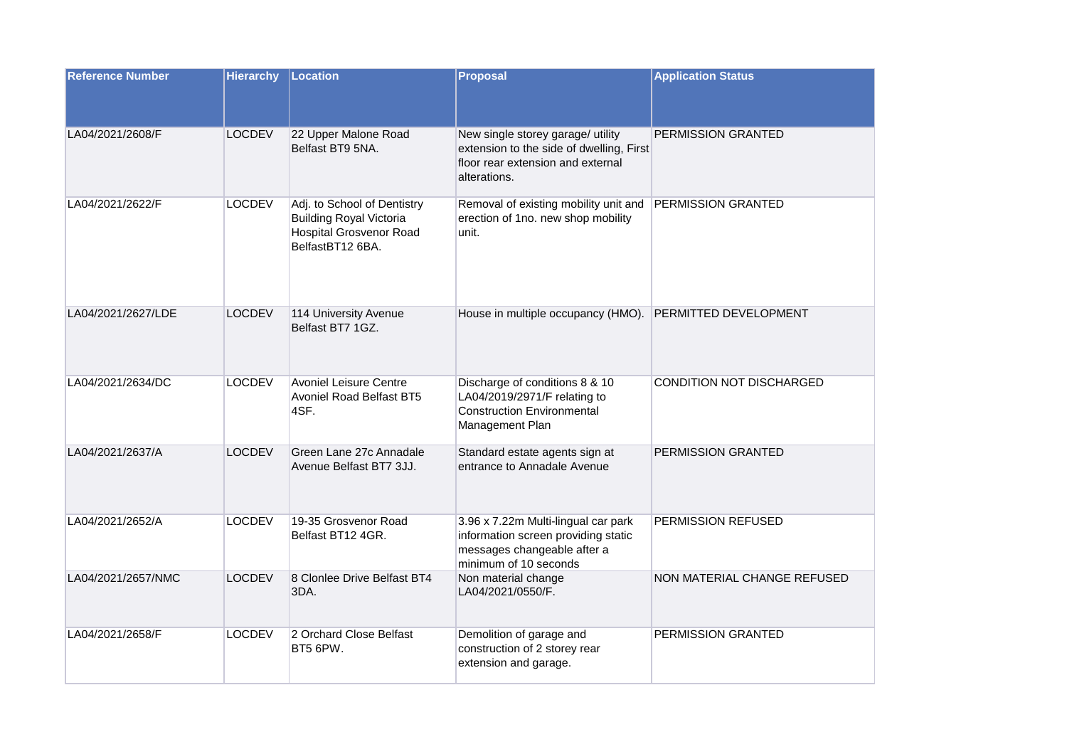| Reference Number | Hierarchy | Location | Proposal | Application Status |
| --- | --- | --- | --- | --- |
| LA04/2021/2608/F | LOCDEV | 22 Upper Malone Road Belfast BT9 5NA. | New single storey garage/ utility extension to the side of dwelling, First floor rear extension and external alterations. | PERMISSION GRANTED |
| LA04/2021/2622/F | LOCDEV | Adj. to School of Dentistry Building Royal Victoria Hospital Grosvenor Road BelfastBT12 6BA. | Removal of existing mobility unit and erection of 1no. new shop mobility unit. | PERMISSION GRANTED |
| LA04/2021/2627/LDE | LOCDEV | 114 University Avenue Belfast BT7 1GZ. | House in multiple occupancy (HMO). | PERMITTED DEVELOPMENT |
| LA04/2021/2634/DC | LOCDEV | Avoniel Leisure Centre Avoniel Road Belfast BT5 4SF. | Discharge of conditions 8 & 10 LA04/2019/2971/F relating to Construction Environmental Management Plan | CONDITION NOT DISCHARGED |
| LA04/2021/2637/A | LOCDEV | Green Lane 27c Annadale Avenue Belfast BT7 3JJ. | Standard estate agents sign at entrance to Annadale Avenue | PERMISSION GRANTED |
| LA04/2021/2652/A | LOCDEV | 19-35 Grosvenor Road Belfast BT12 4GR. | 3.96 x 7.22m Multi-lingual car park information screen providing static messages changeable after a minimum of 10 seconds | PERMISSION REFUSED |
| LA04/2021/2657/NMC | LOCDEV | 8 Clonlee Drive Belfast BT4 3DA. | Non material change LA04/2021/0550/F. | NON MATERIAL CHANGE REFUSED |
| LA04/2021/2658/F | LOCDEV | 2 Orchard Close Belfast BT5 6PW. | Demolition of garage and construction of 2 storey rear extension and garage. | PERMISSION GRANTED |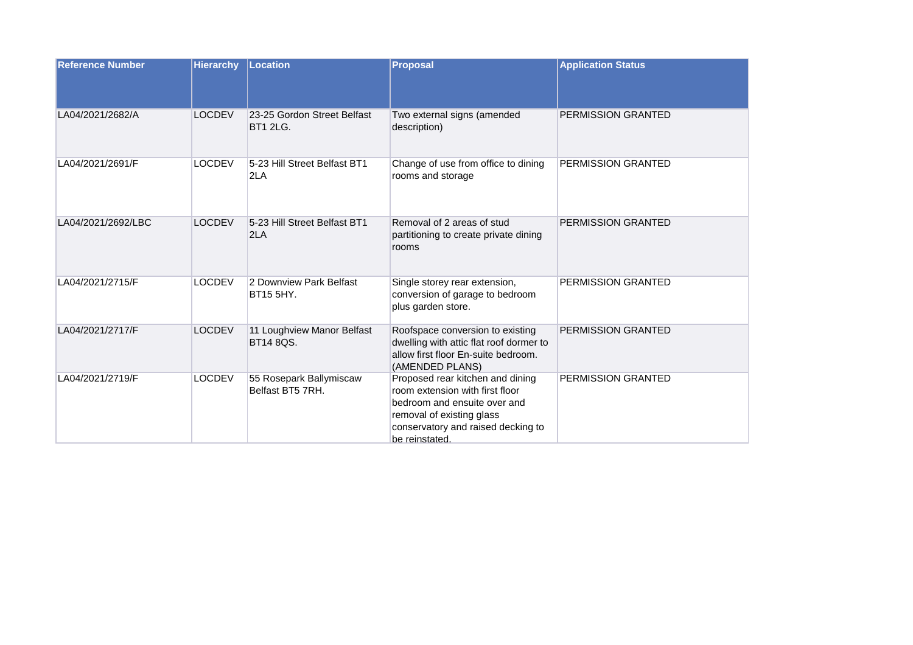| Reference Number | Hierarchy | Location | Proposal | Application Status |
|---|---|---|---|---|
| LA04/2021/2682/A | LOCDEV | 23-25 Gordon Street Belfast BT1 2LG. | Two external signs (amended description) | PERMISSION GRANTED |
| LA04/2021/2691/F | LOCDEV | 5-23 Hill Street Belfast BT1 2LA | Change of use from office to dining rooms and storage | PERMISSION GRANTED |
| LA04/2021/2692/LBC | LOCDEV | 5-23 Hill Street Belfast BT1 2LA | Removal of 2 areas of stud partitioning to create private dining rooms | PERMISSION GRANTED |
| LA04/2021/2715/F | LOCDEV | 2 Downview Park Belfast BT15 5HY. | Single storey rear extension, conversion of garage to bedroom plus garden store. | PERMISSION GRANTED |
| LA04/2021/2717/F | LOCDEV | 11 Loughview Manor Belfast BT14 8QS. | Roofspace conversion to existing dwelling with attic flat roof dormer to allow first floor En-suite bedroom. (AMENDED PLANS) | PERMISSION GRANTED |
| LA04/2021/2719/F | LOCDEV | 55 Rosepark Ballymiscaw Belfast BT5 7RH. | Proposed rear kitchen and dining room extension with first floor bedroom and ensuite over and removal of existing glass conservatory and raised decking to be reinstated. | PERMISSION GRANTED |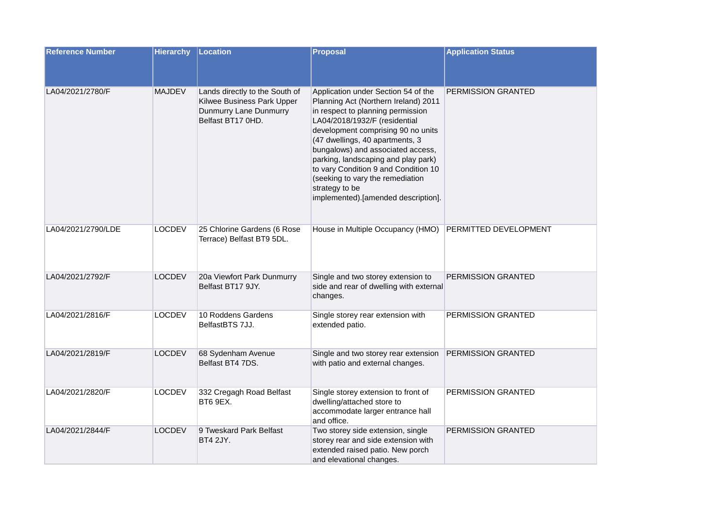| Reference Number | Hierarchy | Location | Proposal | Application Status |
|---|---|---|---|---|
| LA04/2021/2780/F | MAJDEV | Lands directly to the South of Kilwee Business Park Upper Dunmurry Lane Dunmurry Belfast BT17 0HD. | Application under Section 54 of the Planning Act (Northern Ireland) 2011 in respect to planning permission LA04/2018/1932/F (residential development comprising 90 no units (47 dwellings, 40 apartments, 3 bungalows) and associated access, parking, landscaping and play park) to vary Condition 9 and Condition 10 (seeking to vary the remediation strategy to be implemented).[amended description]. | PERMISSION GRANTED |
| LA04/2021/2790/LDE | LOCDEV | 25 Chlorine Gardens (6 Rose Terrace) Belfast BT9 5DL. | House in Multiple Occupancy (HMO) | PERMITTED DEVELOPMENT |
| LA04/2021/2792/F | LOCDEV | 20a Viewfort Park Dunmurry Belfast BT17 9JY. | Single and two storey extension to side and rear of dwelling with external changes. | PERMISSION GRANTED |
| LA04/2021/2816/F | LOCDEV | 10 Roddens Gardens BelfastBTS 7JJ. | Single storey rear extension with extended patio. | PERMISSION GRANTED |
| LA04/2021/2819/F | LOCDEV | 68 Sydenham Avenue Belfast BT4 7DS. | Single and two storey rear extension with patio and external changes. | PERMISSION GRANTED |
| LA04/2021/2820/F | LOCDEV | 332 Cregagh Road Belfast BT6 9EX. | Single storey extension to front of dwelling/attached store to accommodate larger entrance hall and office. | PERMISSION GRANTED |
| LA04/2021/2844/F | LOCDEV | 9 Tweskard Park Belfast BT4 2JY. | Two storey side extension, single storey rear and side extension with extended raised patio. New porch and elevational changes. | PERMISSION GRANTED |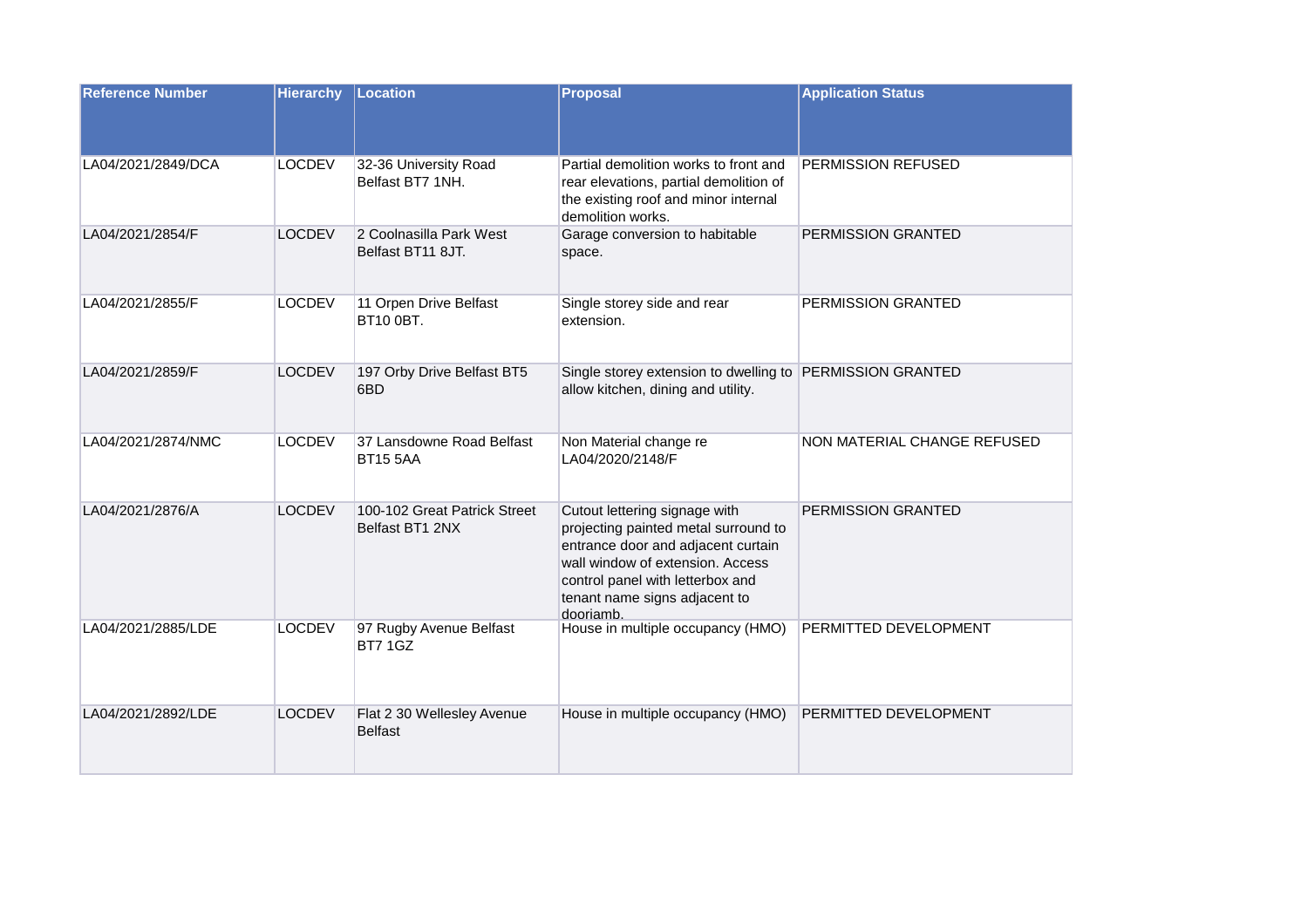| Reference Number | Hierarchy | Location | Proposal | Application Status |
| --- | --- | --- | --- | --- |
| LA04/2021/2849/DCA | LOCDEV | 32-36 University Road Belfast BT7 1NH. | Partial demolition works to front and rear elevations, partial demolition of the existing roof and minor internal demolition works. | PERMISSION REFUSED |
| LA04/2021/2854/F | LOCDEV | 2 Coolnasilla Park West Belfast BT11 8JT. | Garage conversion to habitable space. | PERMISSION GRANTED |
| LA04/2021/2855/F | LOCDEV | 11 Orpen Drive Belfast BT10 0BT. | Single storey side and rear extension. | PERMISSION GRANTED |
| LA04/2021/2859/F | LOCDEV | 197 Orby Drive Belfast BT5 6BD | Single storey extension to dwelling to allow kitchen, dining and utility. | PERMISSION GRANTED |
| LA04/2021/2874/NMC | LOCDEV | 37 Lansdowne Road Belfast BT15 5AA | Non Material change re LA04/2020/2148/F | NON MATERIAL CHANGE REFUSED |
| LA04/2021/2876/A | LOCDEV | 100-102 Great Patrick Street Belfast BT1 2NX | Cutout lettering signage with projecting painted metal surround to entrance door and adjacent curtain wall window of extension. Access control panel with letterbox and tenant name signs adjacent to doorjamb. | PERMISSION GRANTED |
| LA04/2021/2885/LDE | LOCDEV | 97 Rugby Avenue Belfast BT7 1GZ | House in multiple occupancy (HMO) | PERMITTED DEVELOPMENT |
| LA04/2021/2892/LDE | LOCDEV | Flat 2 30 Wellesley Avenue Belfast | House in multiple occupancy (HMO) | PERMITTED DEVELOPMENT |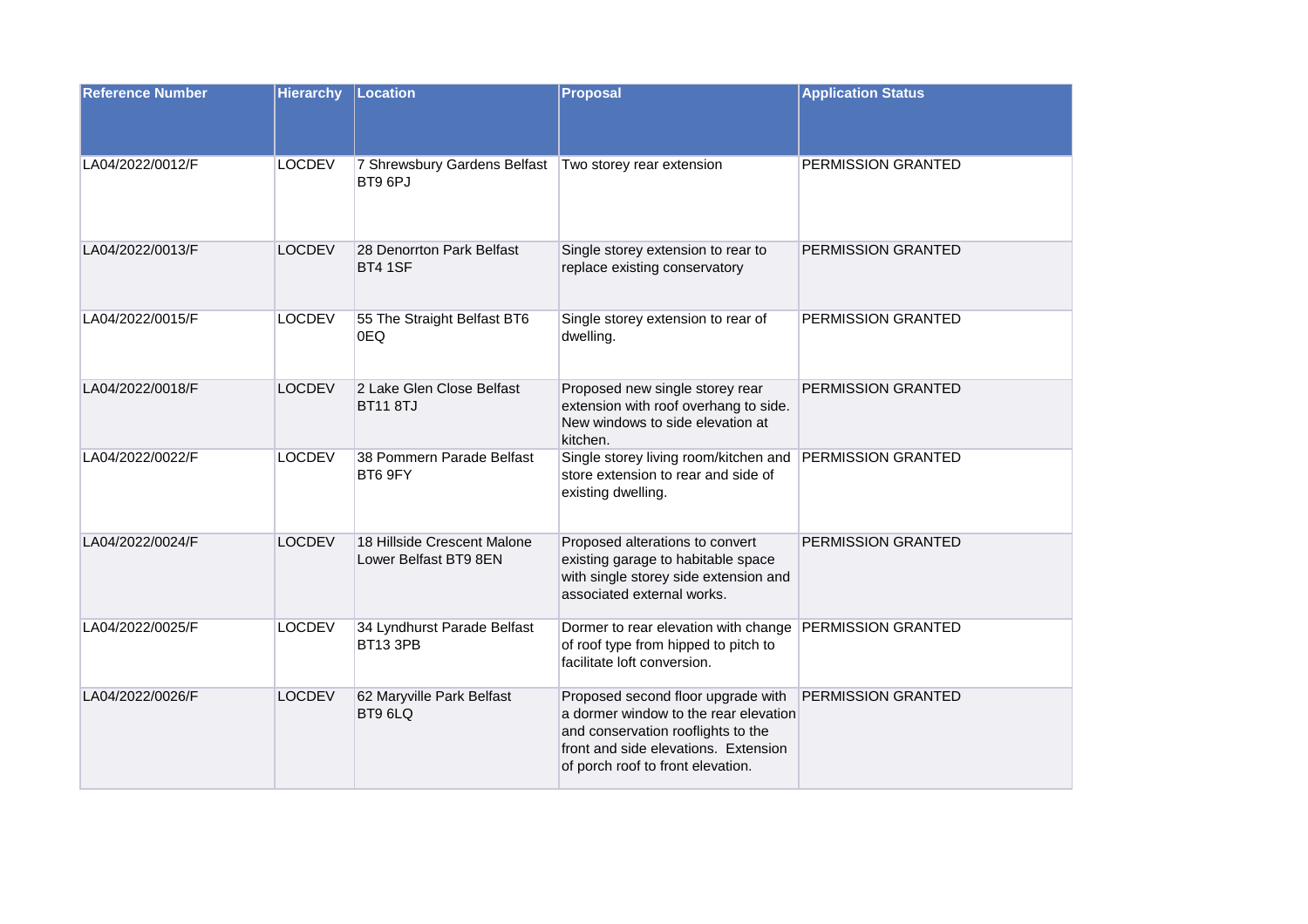| Reference Number | Hierarchy | Location | Proposal | Application Status |
|---|---|---|---|---|
| LA04/2022/0012/F | LOCDEV | 7 Shrewsbury Gardens Belfast BT9 6PJ | Two storey rear extension | PERMISSION GRANTED |
| LA04/2022/0013/F | LOCDEV | 28 Denorrton Park Belfast BT4 1SF | Single storey extension to rear to replace existing conservatory | PERMISSION GRANTED |
| LA04/2022/0015/F | LOCDEV | 55 The Straight Belfast BT6 0EQ | Single storey extension to rear of dwelling. | PERMISSION GRANTED |
| LA04/2022/0018/F | LOCDEV | 2 Lake Glen Close Belfast BT11 8TJ | Proposed new single storey rear extension with roof overhang to side. New windows to side elevation at kitchen. | PERMISSION GRANTED |
| LA04/2022/0022/F | LOCDEV | 38 Pommern Parade Belfast BT6 9FY | Single storey living room/kitchen and store extension to rear and side of existing dwelling. | PERMISSION GRANTED |
| LA04/2022/0024/F | LOCDEV | 18 Hillside Crescent Malone Lower Belfast BT9 8EN | Proposed alterations to convert existing garage to habitable space with single storey side extension and associated external works. | PERMISSION GRANTED |
| LA04/2022/0025/F | LOCDEV | 34 Lyndhurst Parade Belfast BT13 3PB | Dormer to rear elevation with change of roof type from hipped to pitch to facilitate loft conversion. | PERMISSION GRANTED |
| LA04/2022/0026/F | LOCDEV | 62 Maryville Park Belfast BT9 6LQ | Proposed second floor upgrade with a dormer window to the rear elevation and conservation rooflights to the front and side elevations. Extension of porch roof to front elevation. | PERMISSION GRANTED |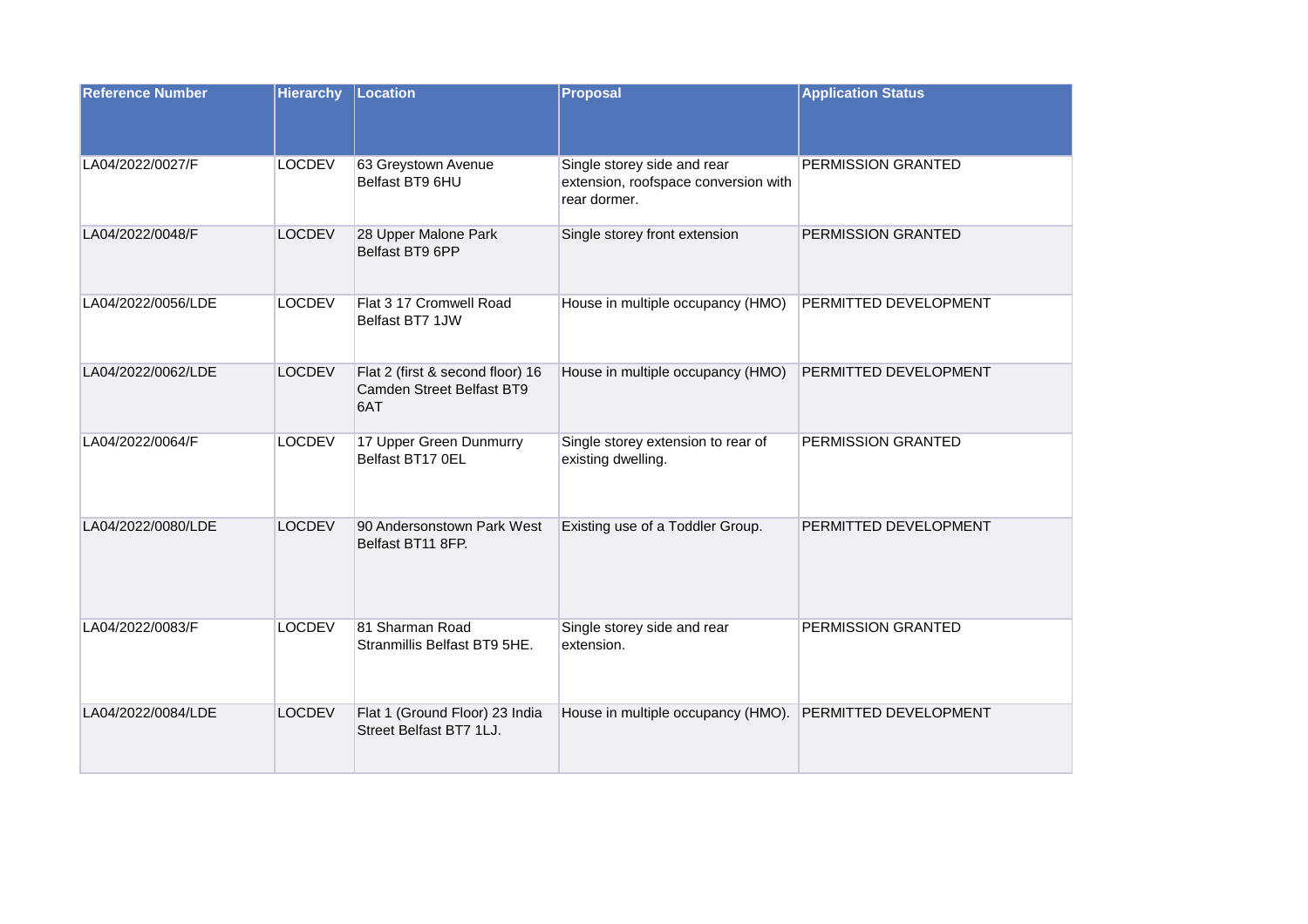| Reference Number | Hierarchy | Location | Proposal | Application Status |
|---|---|---|---|---|
| LA04/2022/0027/F | LOCDEV | 63 Greystown Avenue Belfast BT9 6HU | Single storey side and rear extension, roofspace conversion with rear dormer. | PERMISSION GRANTED |
| LA04/2022/0048/F | LOCDEV | 28 Upper Malone Park Belfast BT9 6PP | Single storey front extension | PERMISSION GRANTED |
| LA04/2022/0056/LDE | LOCDEV | Flat 3 17 Cromwell Road Belfast BT7 1JW | House in multiple occupancy (HMO) | PERMITTED DEVELOPMENT |
| LA04/2022/0062/LDE | LOCDEV | Flat 2 (first & second floor) 16 Camden Street Belfast BT9 6AT | House in multiple occupancy (HMO) | PERMITTED DEVELOPMENT |
| LA04/2022/0064/F | LOCDEV | 17 Upper Green Dunmurry Belfast BT17 0EL | Single storey extension to rear of existing dwelling. | PERMISSION GRANTED |
| LA04/2022/0080/LDE | LOCDEV | 90 Andersonstown Park West Belfast BT11 8FP. | Existing use of a Toddler Group. | PERMITTED DEVELOPMENT |
| LA04/2022/0083/F | LOCDEV | 81 Sharman Road Stranmillis Belfast BT9 5HE. | Single storey side and rear extension. | PERMISSION GRANTED |
| LA04/2022/0084/LDE | LOCDEV | Flat 1 (Ground Floor) 23 India Street Belfast BT7 1LJ. | House in multiple occupancy (HMO). | PERMITTED DEVELOPMENT |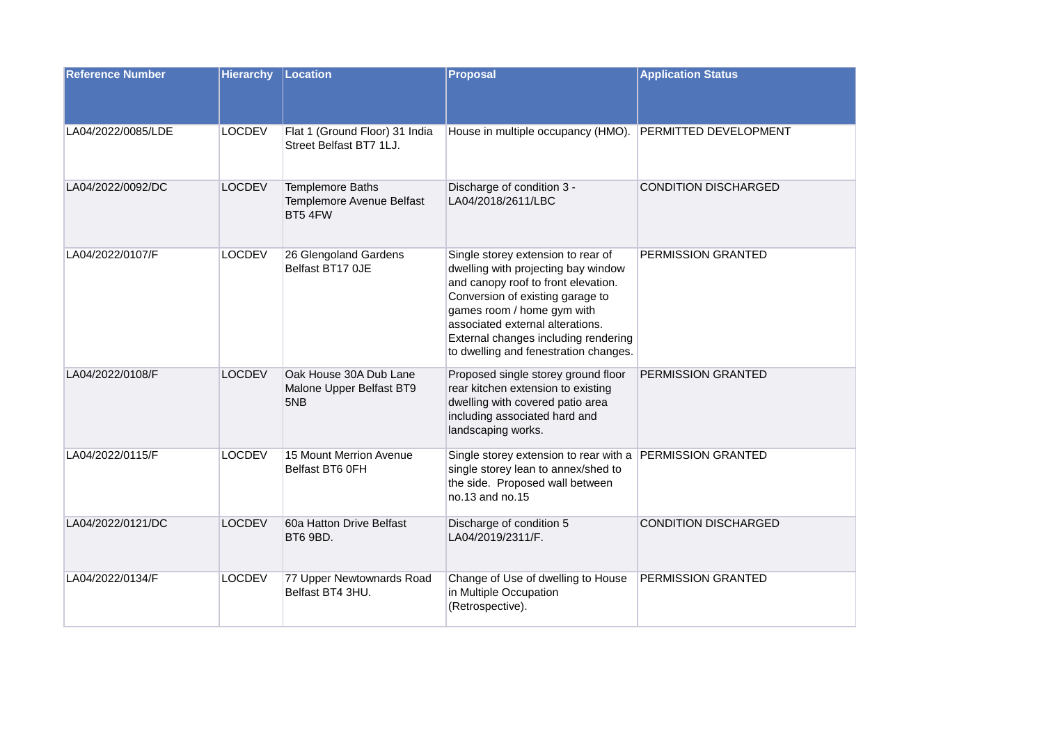| Reference Number | Hierarchy | Location | Proposal | Application Status |
|---|---|---|---|---|
| LA04/2022/0085/LDE | LOCDEV | Flat 1 (Ground Floor) 31 India Street Belfast BT7 1LJ. | House in multiple occupancy (HMO). | PERMITTED DEVELOPMENT |
| LA04/2022/0092/DC | LOCDEV | Templemore Baths Templemore Avenue Belfast BT5 4FW | Discharge of condition 3 - LA04/2018/2611/LBC | CONDITION DISCHARGED |
| LA04/2022/0107/F | LOCDEV | 26 Glengoland Gardens Belfast BT17 0JE | Single storey extension to rear of dwelling with projecting bay window and canopy roof to front elevation. Conversion of existing garage to games room / home gym with associated external alterations. External changes including rendering to dwelling and fenestration changes. | PERMISSION GRANTED |
| LA04/2022/0108/F | LOCDEV | Oak House 30A Dub Lane Malone Upper Belfast BT9 5NB | Proposed single storey ground floor rear kitchen extension to existing dwelling with covered patio area including associated hard and landscaping works. | PERMISSION GRANTED |
| LA04/2022/0115/F | LOCDEV | 15 Mount Merrion Avenue Belfast BT6 0FH | Single storey extension to rear with a single storey lean to annex/shed to the side. Proposed wall between no.13 and no.15 | PERMISSION GRANTED |
| LA04/2022/0121/DC | LOCDEV | 60a Hatton Drive Belfast BT6 9BD. | Discharge of condition 5 LA04/2019/2311/F. | CONDITION DISCHARGED |
| LA04/2022/0134/F | LOCDEV | 77 Upper Newtownards Road Belfast BT4 3HU. | Change of Use of dwelling to House in Multiple Occupation (Retrospective). | PERMISSION GRANTED |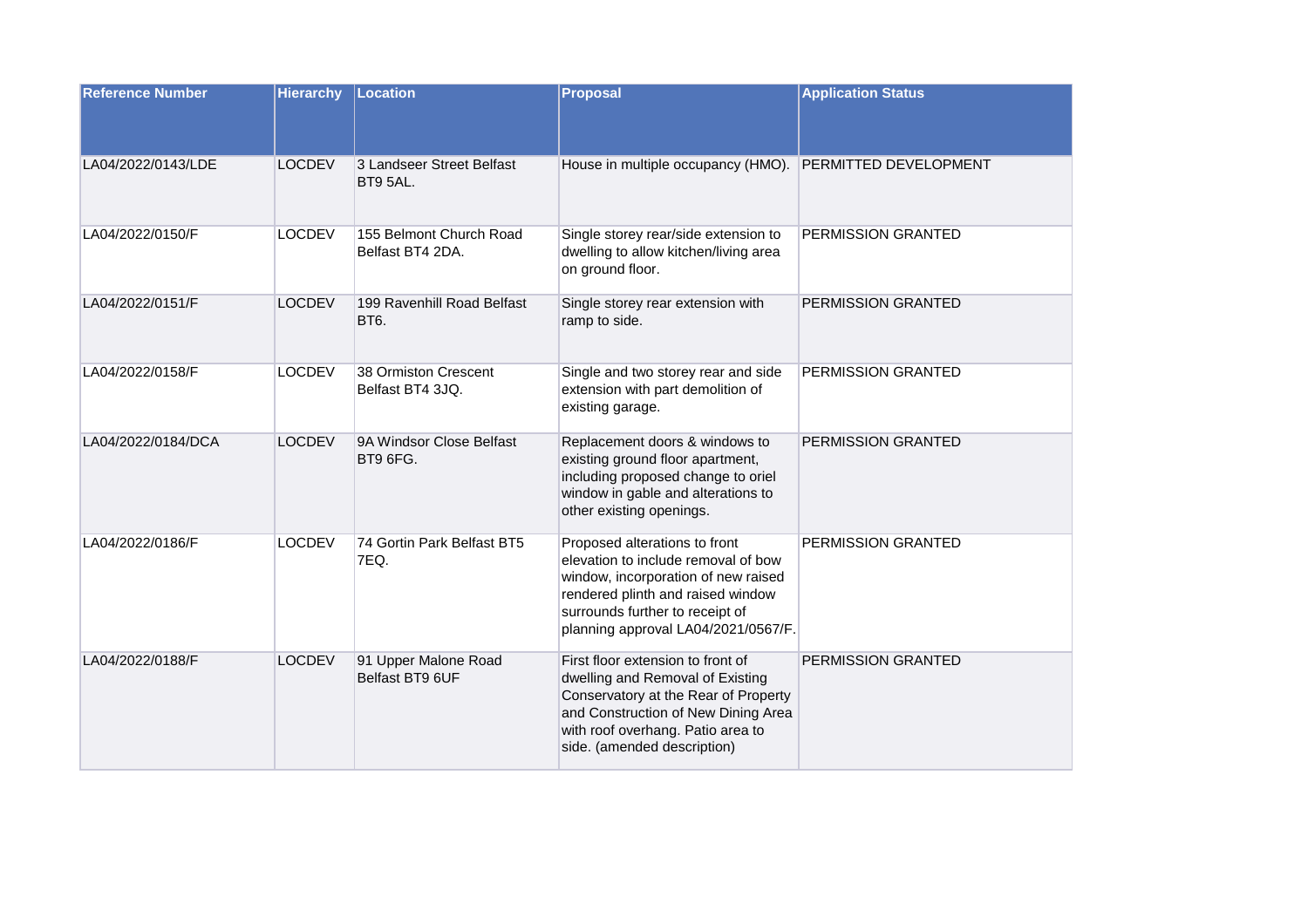| Reference Number | Hierarchy | Location | Proposal | Application Status |
| --- | --- | --- | --- | --- |
| LA04/2022/0143/LDE | LOCDEV | 3 Landseer Street Belfast BT9 5AL. | House in multiple occupancy (HMO). | PERMITTED DEVELOPMENT |
| LA04/2022/0150/F | LOCDEV | 155 Belmont Church Road Belfast BT4 2DA. | Single storey rear/side extension to dwelling to allow kitchen/living area on ground floor. | PERMISSION GRANTED |
| LA04/2022/0151/F | LOCDEV | 199 Ravenhill Road Belfast BT6. | Single storey rear extension with ramp to side. | PERMISSION GRANTED |
| LA04/2022/0158/F | LOCDEV | 38 Ormiston Crescent Belfast BT4 3JQ. | Single and two storey rear and side extension with part demolition of existing garage. | PERMISSION GRANTED |
| LA04/2022/0184/DCA | LOCDEV | 9A Windsor Close Belfast BT9 6FG. | Replacement doors & windows to existing ground floor apartment, including proposed change to oriel window in gable and alterations to other existing openings. | PERMISSION GRANTED |
| LA04/2022/0186/F | LOCDEV | 74 Gortin Park Belfast BT5 7EQ. | Proposed alterations to front elevation to include removal of bow window, incorporation of new raised rendered plinth and raised window surrounds further to receipt of planning approval LA04/2021/0567/F. | PERMISSION GRANTED |
| LA04/2022/0188/F | LOCDEV | 91 Upper Malone Road Belfast BT9 6UF | First floor extension to front of dwelling and Removal of Existing Conservatory at the Rear of Property and Construction of New Dining Area with roof overhang. Patio area to side. (amended description) | PERMISSION GRANTED |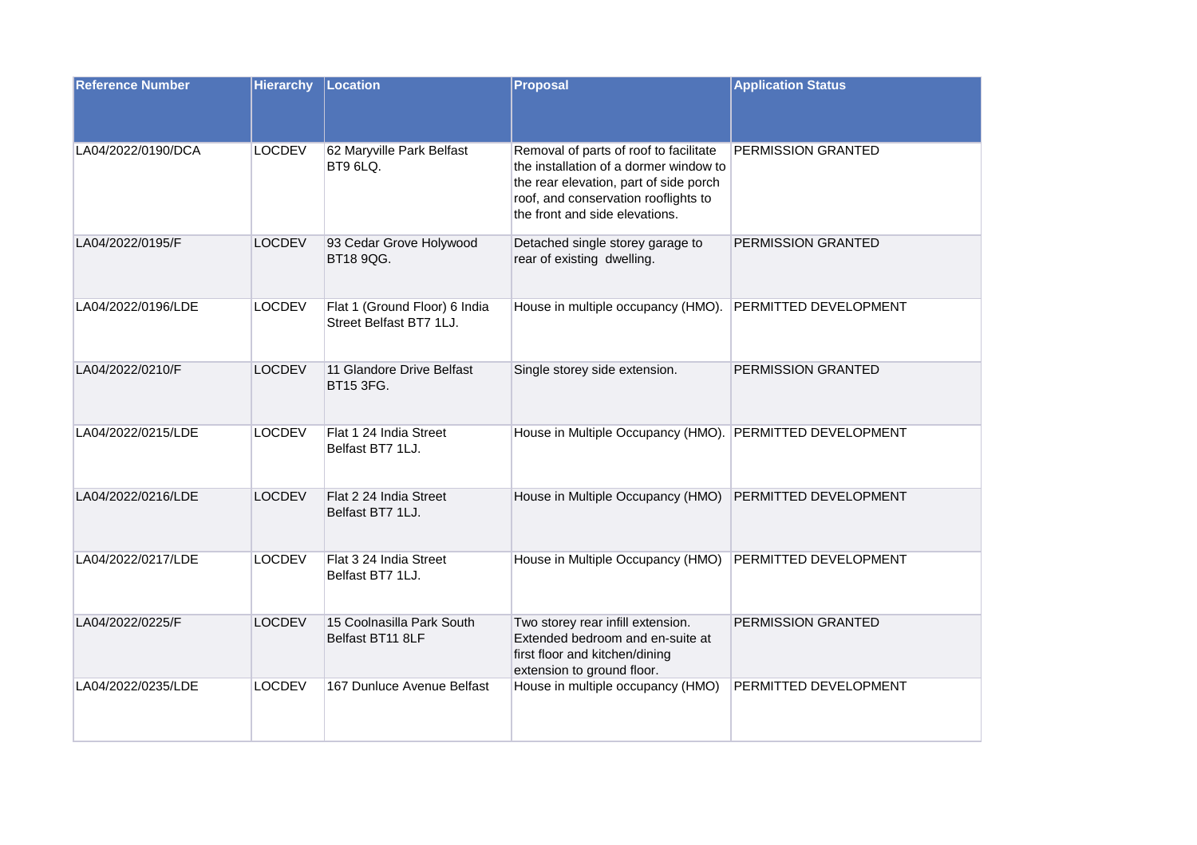| Reference Number | Hierarchy | Location | Proposal | Application Status |
|---|---|---|---|---|
| LA04/2022/0190/DCA | LOCDEV | 62 Maryville Park Belfast BT9 6LQ. | Removal of parts of roof to facilitate the installation of a dormer window to the rear elevation, part of side porch roof, and conservation rooflights to the front and side elevations. | PERMISSION GRANTED |
| LA04/2022/0195/F | LOCDEV | 93 Cedar Grove Holywood BT18 9QG. | Detached single storey garage to rear of existing dwelling. | PERMISSION GRANTED |
| LA04/2022/0196/LDE | LOCDEV | Flat 1 (Ground Floor) 6 India Street Belfast BT7 1LJ. | House in multiple occupancy (HMO). | PERMITTED DEVELOPMENT |
| LA04/2022/0210/F | LOCDEV | 11 Glandore Drive Belfast BT15 3FG. | Single storey side extension. | PERMISSION GRANTED |
| LA04/2022/0215/LDE | LOCDEV | Flat 1 24 India Street Belfast BT7 1LJ. | House in Multiple Occupancy (HMO). | PERMITTED DEVELOPMENT |
| LA04/2022/0216/LDE | LOCDEV | Flat 2 24 India Street Belfast BT7 1LJ. | House in Multiple Occupancy (HMO) | PERMITTED DEVELOPMENT |
| LA04/2022/0217/LDE | LOCDEV | Flat 3 24 India Street Belfast BT7 1LJ. | House in Multiple Occupancy (HMO) | PERMITTED DEVELOPMENT |
| LA04/2022/0225/F | LOCDEV | 15 Coolnasilla Park South Belfast BT11 8LF | Two storey rear infill extension. Extended bedroom and en-suite at first floor and kitchen/dining extension to ground floor. | PERMISSION GRANTED |
| LA04/2022/0235/LDE | LOCDEV | 167 Dunluce Avenue Belfast | House in multiple occupancy (HMO) | PERMITTED DEVELOPMENT |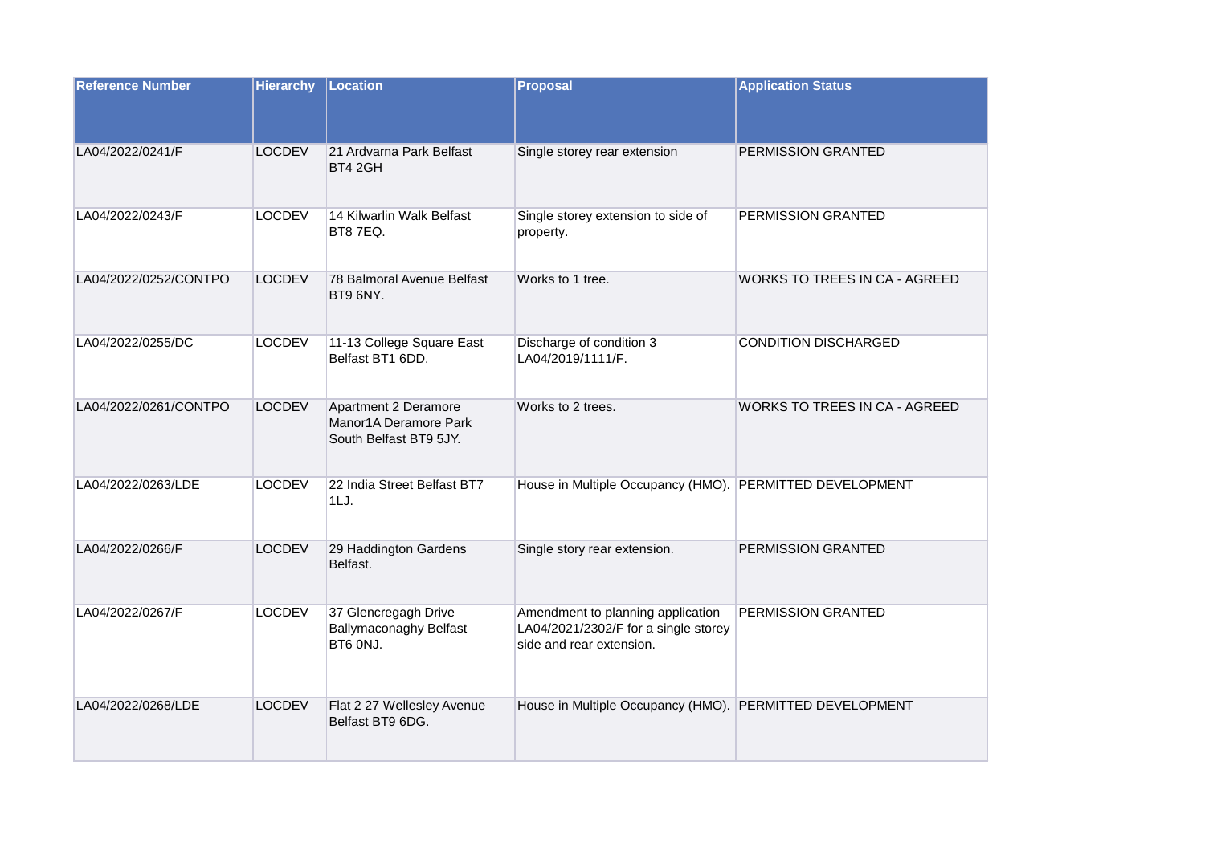| Reference Number | Hierarchy | Location | Proposal | Application Status |
|---|---|---|---|---|
| LA04/2022/0241/F | LOCDEV | 21 Ardvarna Park Belfast BT4 2GH | Single storey rear extension | PERMISSION GRANTED |
| LA04/2022/0243/F | LOCDEV | 14 Kilwarlin Walk Belfast BT8 7EQ. | Single storey extension to side of property. | PERMISSION GRANTED |
| LA04/2022/0252/CONTPO | LOCDEV | 78 Balmoral Avenue Belfast BT9 6NY. | Works to 1 tree. | WORKS TO TREES IN CA - AGREED |
| LA04/2022/0255/DC | LOCDEV | 11-13 College Square East Belfast BT1 6DD. | Discharge of condition 3 LA04/2019/1111/F. | CONDITION DISCHARGED |
| LA04/2022/0261/CONTPO | LOCDEV | Apartment 2 Deramore Manor1A Deramore Park South Belfast BT9 5JY. | Works to 2 trees. | WORKS TO TREES IN CA - AGREED |
| LA04/2022/0263/LDE | LOCDEV | 22 India Street Belfast BT7 1LJ. | House in Multiple Occupancy (HMO). | PERMITTED DEVELOPMENT |
| LA04/2022/0266/F | LOCDEV | 29 Haddington Gardens Belfast. | Single story rear extension. | PERMISSION GRANTED |
| LA04/2022/0267/F | LOCDEV | 37 Glencregagh Drive Ballymaconaghy Belfast BT6 0NJ. | Amendment to planning application LA04/2021/2302/F for a single storey side and rear extension. | PERMISSION GRANTED |
| LA04/2022/0268/LDE | LOCDEV | Flat 2 27 Wellesley Avenue Belfast BT9 6DG. | House in Multiple Occupancy (HMO). | PERMITTED DEVELOPMENT |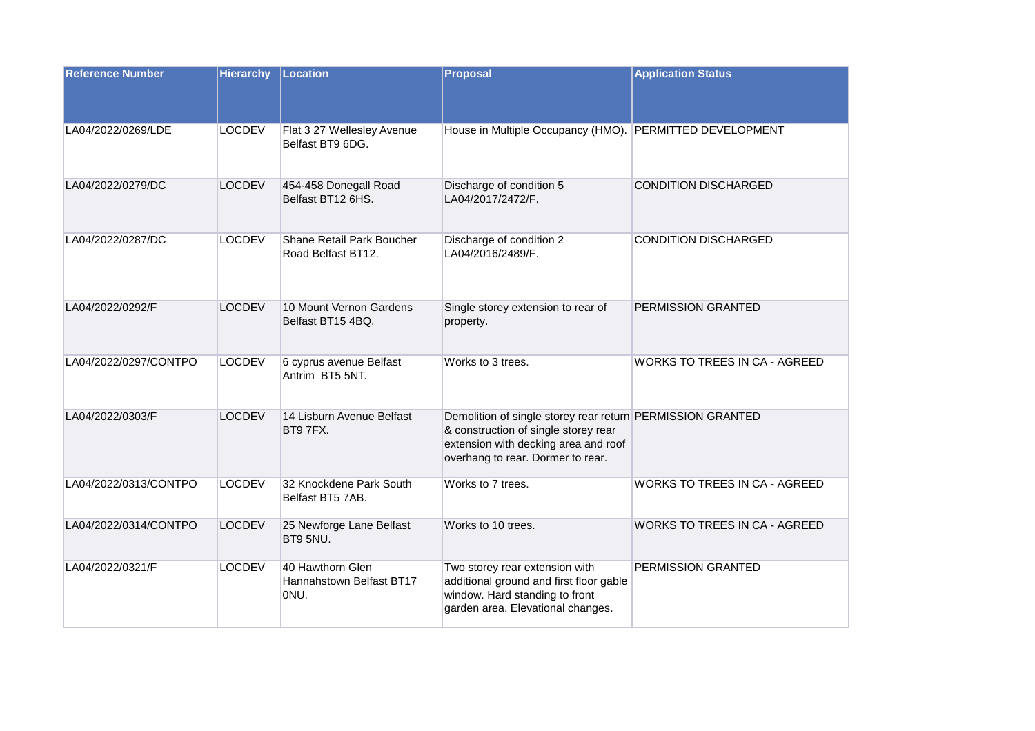| Reference Number | Hierarchy | Location | Proposal | Application Status |
|---|---|---|---|---|
| LA04/2022/0269/LDE | LOCDEV | Flat 3 27 Wellesley Avenue Belfast BT9 6DG. | House in Multiple Occupancy (HMO). | PERMITTED DEVELOPMENT |
| LA04/2022/0279/DC | LOCDEV | 454-458 Donegall Road Belfast BT12 6HS. | Discharge of condition 5 LA04/2017/2472/F. | CONDITION DISCHARGED |
| LA04/2022/0287/DC | LOCDEV | Shane Retail Park Boucher Road Belfast BT12. | Discharge of condition 2 LA04/2016/2489/F. | CONDITION DISCHARGED |
| LA04/2022/0292/F | LOCDEV | 10 Mount Vernon Gardens Belfast BT15 4BQ. | Single storey extension to rear of property. | PERMISSION GRANTED |
| LA04/2022/0297/CONTPO | LOCDEV | 6 cyprus avenue Belfast Antrim BT5 5NT. | Works to 3 trees. | WORKS TO TREES IN CA - AGREED |
| LA04/2022/0303/F | LOCDEV | 14 Lisburn Avenue Belfast BT9 7FX. | Demolition of single storey rear return & construction of single storey rear extension with decking area and roof overhang to rear. Dormer to rear. | PERMISSION GRANTED |
| LA04/2022/0313/CONTPO | LOCDEV | 32 Knockdene Park South Belfast BT5 7AB. | Works to 7 trees. | WORKS TO TREES IN CA - AGREED |
| LA04/2022/0314/CONTPO | LOCDEV | 25 Newforge Lane Belfast BT9 5NU. | Works to 10 trees. | WORKS TO TREES IN CA - AGREED |
| LA04/2022/0321/F | LOCDEV | 40 Hawthorn Glen Hannahstown Belfast BT17 0NU. | Two storey rear extension with additional ground and first floor gable window. Hard standing to front garden area. Elevational changes. | PERMISSION GRANTED |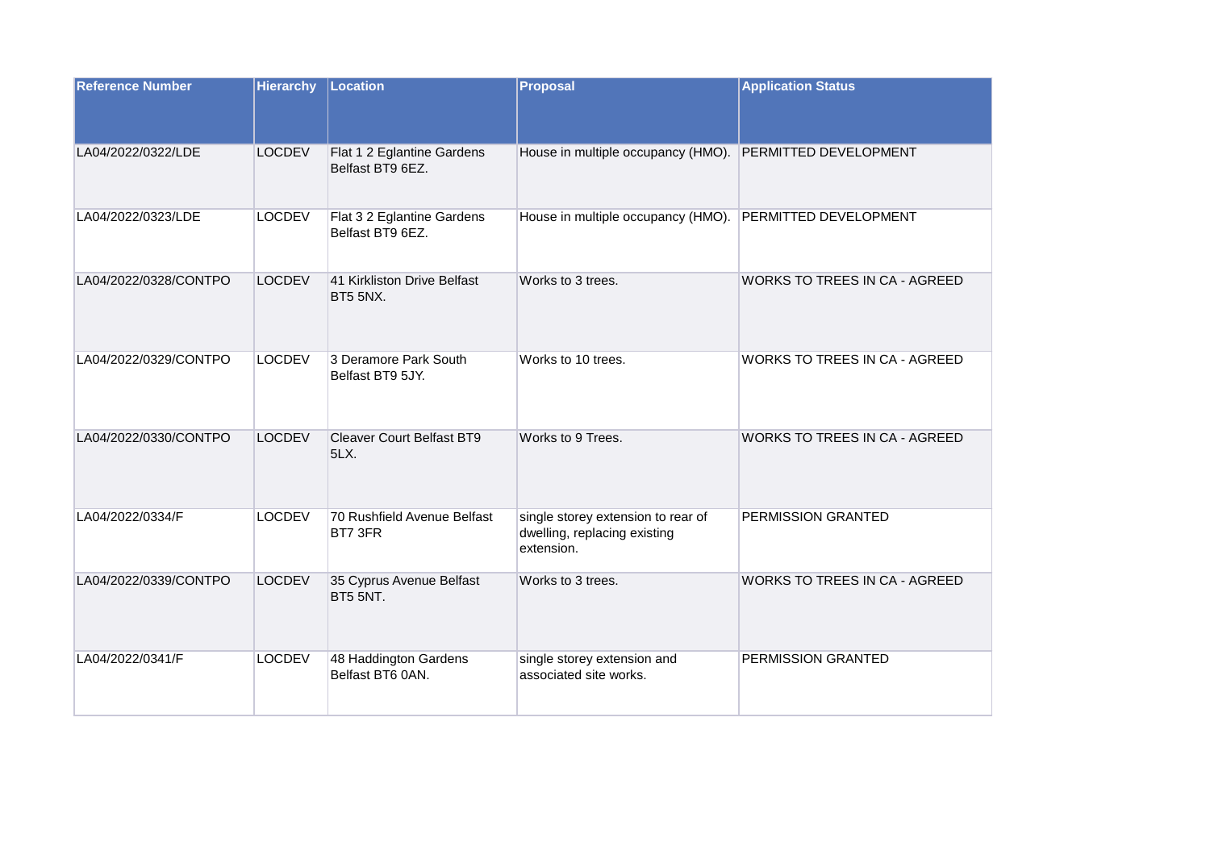| Reference Number | Hierarchy | Location | Proposal | Application Status |
| --- | --- | --- | --- | --- |
| LA04/2022/0322/LDE | LOCDEV | Flat 1 2 Eglantine Gardens Belfast BT9 6EZ. | House in multiple occupancy (HMO). | PERMITTED DEVELOPMENT |
| LA04/2022/0323/LDE | LOCDEV | Flat 3 2 Eglantine Gardens Belfast BT9 6EZ. | House in multiple occupancy (HMO). | PERMITTED DEVELOPMENT |
| LA04/2022/0328/CONTPO | LOCDEV | 41 Kirkliston Drive Belfast BT5 5NX. | Works to 3 trees. | WORKS TO TREES IN CA - AGREED |
| LA04/2022/0329/CONTPO | LOCDEV | 3 Deramore Park South Belfast BT9 5JY. | Works to 10 trees. | WORKS TO TREES IN CA - AGREED |
| LA04/2022/0330/CONTPO | LOCDEV | Cleaver Court Belfast BT9 5LX. | Works to 9 Trees. | WORKS TO TREES IN CA - AGREED |
| LA04/2022/0334/F | LOCDEV | 70 Rushfield Avenue Belfast BT7 3FR | single storey extension to rear of dwelling, replacing existing extension. | PERMISSION GRANTED |
| LA04/2022/0339/CONTPO | LOCDEV | 35 Cyprus Avenue Belfast BT5 5NT. | Works to 3 trees. | WORKS TO TREES IN CA - AGREED |
| LA04/2022/0341/F | LOCDEV | 48 Haddington Gardens Belfast BT6 0AN. | single storey extension and associated site works. | PERMISSION GRANTED |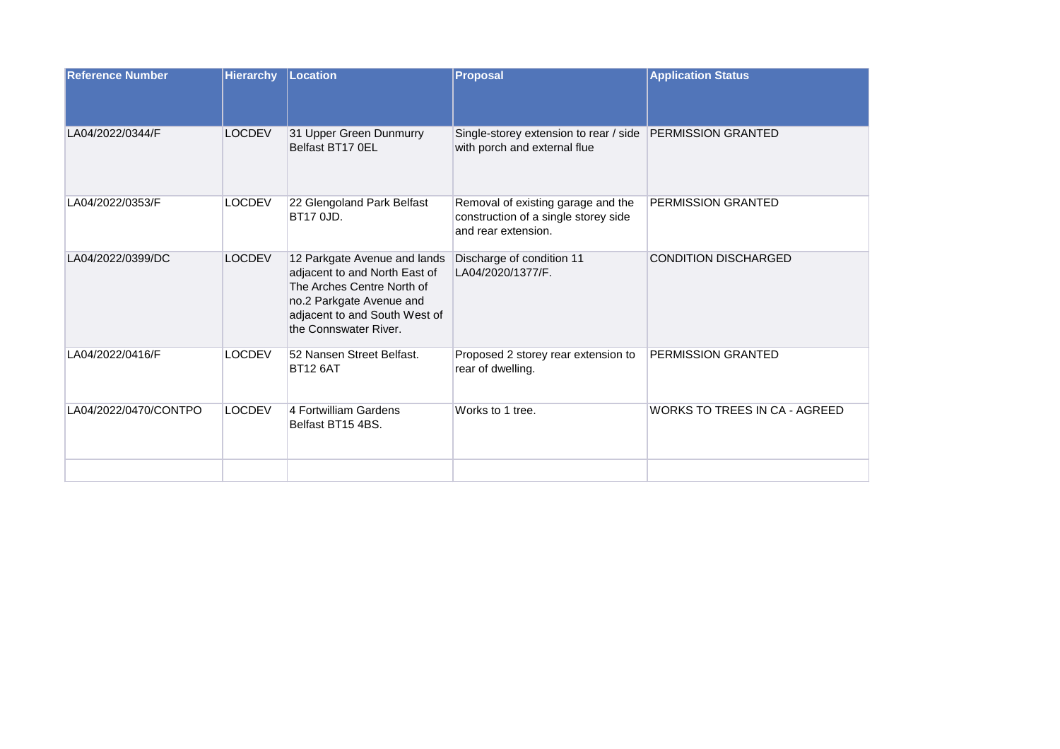| Reference Number | Hierarchy | Location | Proposal | Application Status |
|---|---|---|---|---|
| LA04/2022/0344/F | LOCDEV | 31 Upper Green Dunmurry Belfast BT17 0EL | Single-storey extension to rear / side with porch and external flue | PERMISSION GRANTED |
| LA04/2022/0353/F | LOCDEV | 22 Glengoland Park Belfast BT17 0JD. | Removal of existing garage and the construction of a single storey side and rear extension. | PERMISSION GRANTED |
| LA04/2022/0399/DC | LOCDEV | 12 Parkgate Avenue and lands adjacent to and North East of The Arches Centre North of no.2 Parkgate Avenue and adjacent to and South West of the Connswater River. | Discharge of condition 11 LA04/2020/1377/F. | CONDITION DISCHARGED |
| LA04/2022/0416/F | LOCDEV | 52 Nansen Street Belfast. BT12 6AT | Proposed 2 storey rear extension to rear of dwelling. | PERMISSION GRANTED |
| LA04/2022/0470/CONTPO | LOCDEV | 4 Fortwilliam Gardens Belfast BT15 4BS. | Works to 1 tree. | WORKS TO TREES IN CA - AGREED |
| | | | | |